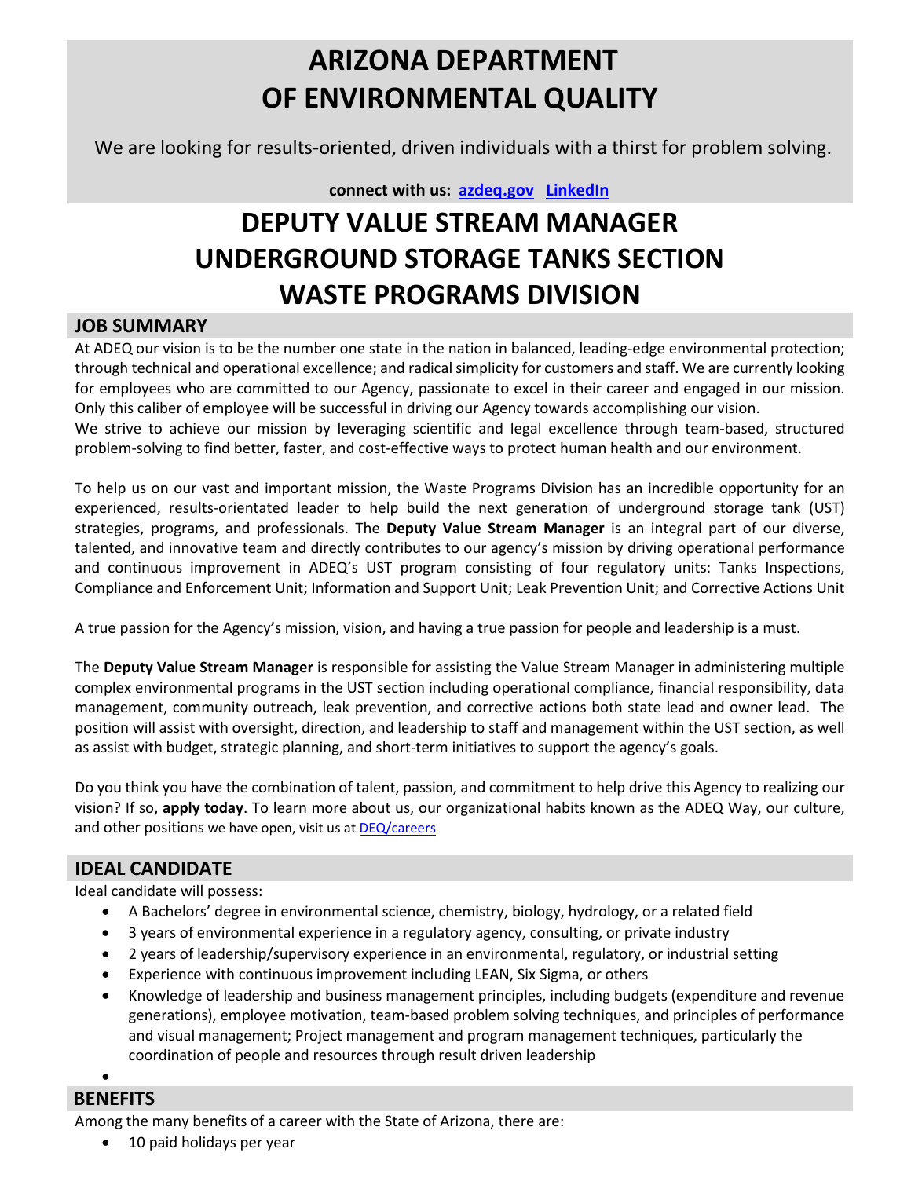# ARIZONA DEPARTMENT OF ENVIRONMENTAL QUALITY

We are looking for results-oriented, driven individuals with a thirst for problem solving.

**connect with us: [azdeq.gov](azdeq.gov) [LinkedIn]()**

# DEPUTY VALUE STREAM MANAGER UNDERGROUND STORAGE TANKS SECTION WASTE PROGRAMS DIVISION

## JOB SUMMARY

At ADEQ our vision is to be the number one state in the nation in balanced, leading-edge environmental protection; through technical and operational excellence; and radical simplicity for customers and staff. We are currently looking for employees who are committed to our Agency, passionate to excel in their career and engaged in our mission. Only this caliber of employee will be successful in driving our Agency towards accomplishing our vision.
We strive to achieve our mission by leveraging scientific and legal excellence through team-based, structured problem-solving to find better, faster, and cost-effective ways to protect human health and our environment.

To help us on our vast and important mission, the Waste Programs Division has an incredible opportunity for an experienced, results-orientated leader to help build the next generation of underground storage tank (UST) strategies, programs, and professionals. The **Deputy Value Stream Manager** is an integral part of our diverse, talented, and innovative team and directly contributes to our agency's mission by driving operational performance and continuous improvement in ADEQ's UST program consisting of four regulatory units: Tanks Inspections, Compliance and Enforcement Unit; Information and Support Unit; Leak Prevention Unit; and Corrective Actions Unit

A true passion for the Agency's mission, vision, and having a true passion for people and leadership is a must.

The **Deputy Value Stream Manager** is responsible for assisting the Value Stream Manager in administering multiple complex environmental programs in the UST section including operational compliance, financial responsibility, data management, community outreach, leak prevention, and corrective actions both state lead and owner lead. The position will assist with oversight, direction, and leadership to staff and management within the UST section, as well as assist with budget, strategic planning, and short-term initiatives to support the agency's goals.

Do you think you have the combination of talent, passion, and commitment to help drive this Agency to realizing our vision? If so, **apply today**. To learn more about us, our organizational habits known as the ADEQ Way, our culture, and other positions we have open, visit us at [DEQ/careers]()

## IDEAL CANDIDATE

Ideal candidate will possess:

- A Bachelors' degree in environmental science, chemistry, biology, hydrology, or a related field
- 3 years of environmental experience in a regulatory agency, consulting, or private industry
- 2 years of leadership/supervisory experience in an environmental, regulatory, or industrial setting
- Experience with continuous improvement including LEAN, Six Sigma, or others
- Knowledge of leadership and business management principles, including budgets (expenditure and revenue generations), employee motivation, team-based problem solving techniques, and principles of performance and visual management; Project management and program management techniques, particularly the coordination of people and resources through result driven leadership

## BENEFITS

Among the many benefits of a career with the State of Arizona, there are:

- 10 paid holidays per year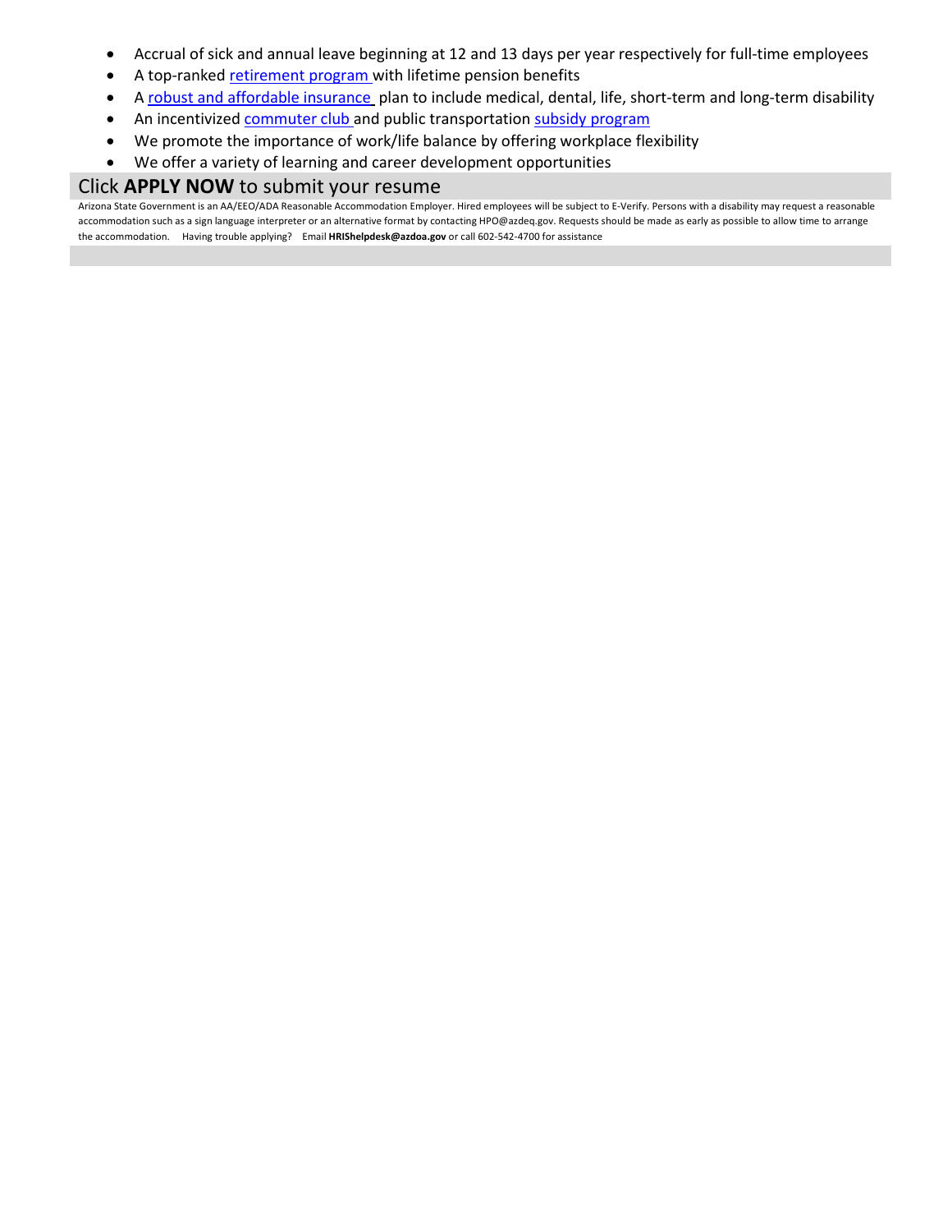- Accrual of sick and annual leave beginning at 12 and 13 days per year respectively for full-time employees
- A top-ranked retirement program with lifetime pension benefits
- A robust and affordable insurance plan to include medical, dental, life, short-term and long-term disability
- An incentivized commuter club and public transportation subsidy program
- We promote the importance of work/life balance by offering workplace flexibility
- We offer a variety of learning and career development opportunities

## Click **APPLY NOW** to submit your resume

Arizona State Government is an AA/EEO/ADA Reasonable Accommodation Employer. Hired employees will be subject to E-Verify. Persons with a disability may request a reasonable accommodation such as a sign language interpreter or an alternative format by contacting HPO@azdeq.gov. Requests should be made as early as possible to allow time to arrange the accommodation. Having trouble applying? Email **HRIShelpdesk@azdoa.gov** or call 602-542-4700 for assistance